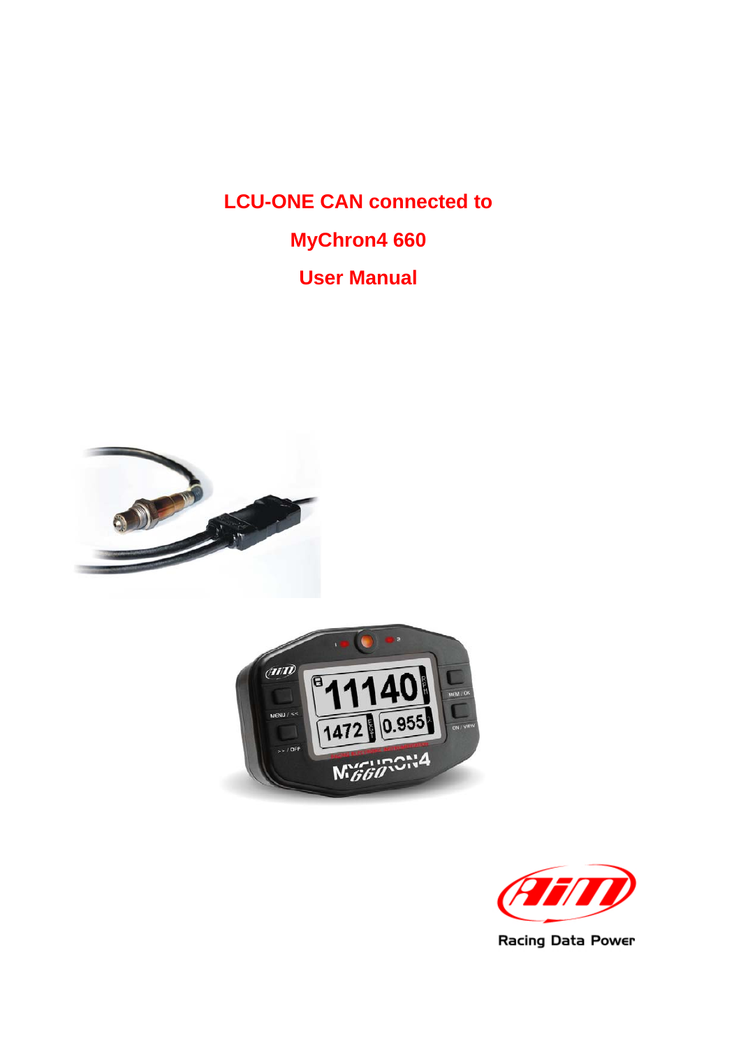# LCU-ONE CAN connected to

# MyChron4 660

# User Manual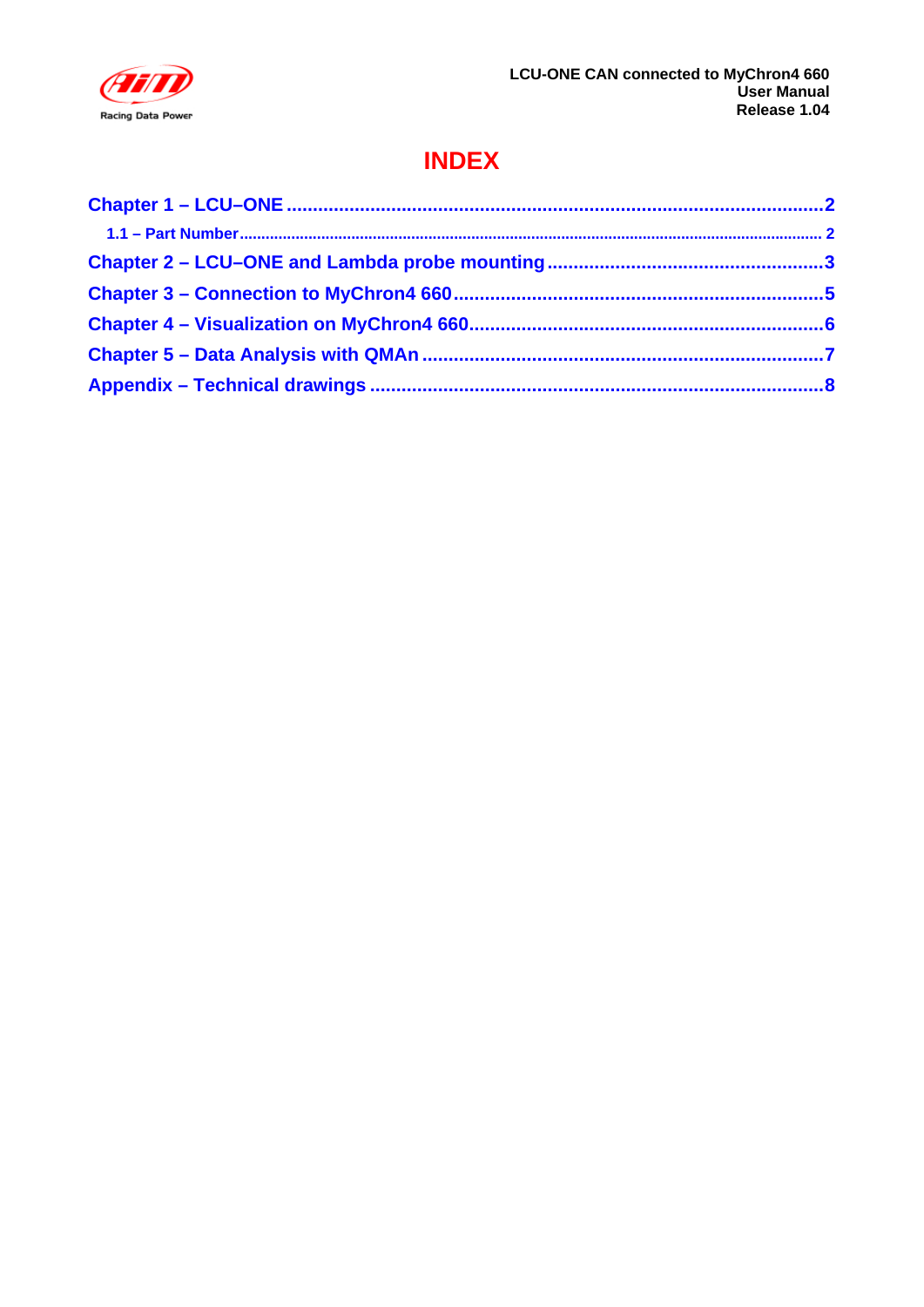# INDEX

Chapter 1 – LCU–ONE ........................................................................................................2

1.1 – Part Number ........................................................................................................ 2

Chapter 2 – LCU–ONE and Lambda probe mounting .....................................................3

Chapter 3 – Connection to MyChron4 660 .......................................................................5

Chapter 4 – Visualization on MyChron4 660.....................................................................6

Chapter 5 – Data Analysis with QMAn ............................................................................7

Appendix – Technical drawings .......................................................................................8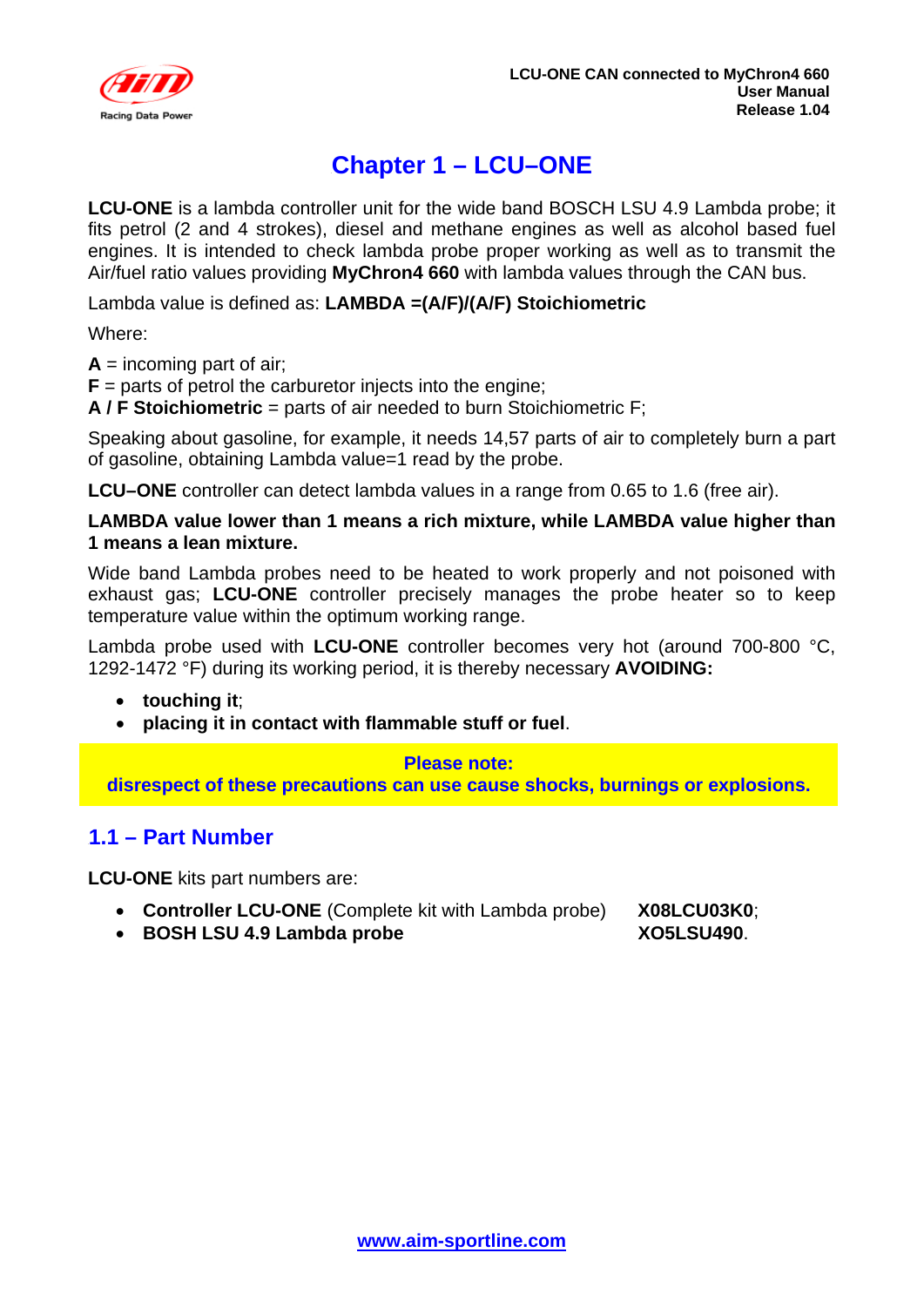# Chapter 1 – LCU–ONE

**LCU-ONE** is a lambda controller unit for the wide band BOSCH LSU 4.9 Lambda probe; it fits petrol (2 and 4 strokes), diesel and methane engines as well as alcohol based fuel engines. It is intended to check lambda probe proper working as well as to transmit the Air/fuel ratio values providing **MyChron4 660** with lambda values through the CAN bus.

Lambda value is defined as: **LAMBDA =(A/F)/(A/F) Stoichiometric**

Where:

**A** = incoming part of air;
**F** = parts of petrol the carburetor injects into the engine;
**A / F Stoichiometric** = parts of air needed to burn Stoichiometric F;

Speaking about gasoline, for example, it needs 14,57 parts of air to completely burn a part of gasoline, obtaining Lambda value=1 read by the probe.

**LCU–ONE** controller can detect lambda values in a range from 0.65 to 1.6 (free air).

**LAMBDA value lower than 1 means a rich mixture, while LAMBDA value higher than 1 means a lean mixture.**

Wide band Lambda probes need to be heated to work properly and not poisoned with exhaust gas; **LCU-ONE** controller precisely manages the probe heater so to keep temperature value within the optimum working range.

Lambda probe used with **LCU-ONE** controller becomes very hot (around 700-800 °C, 1292-1472 °F) during its working period, it is thereby necessary **AVOIDING:**

- **touching it**;
- **placing it in contact with flammable stuff or fuel**.

**Please note:**
**disrespect of these precautions can use cause shocks, burnings or explosions.**

## 1.1 – Part Number

**LCU-ONE** kits part numbers are:

- **Controller LCU-ONE** (Complete kit with Lambda probe) **X08LCU03K0**;
- **BOSH LSU 4.9 Lambda probe** **XO5LSU490**.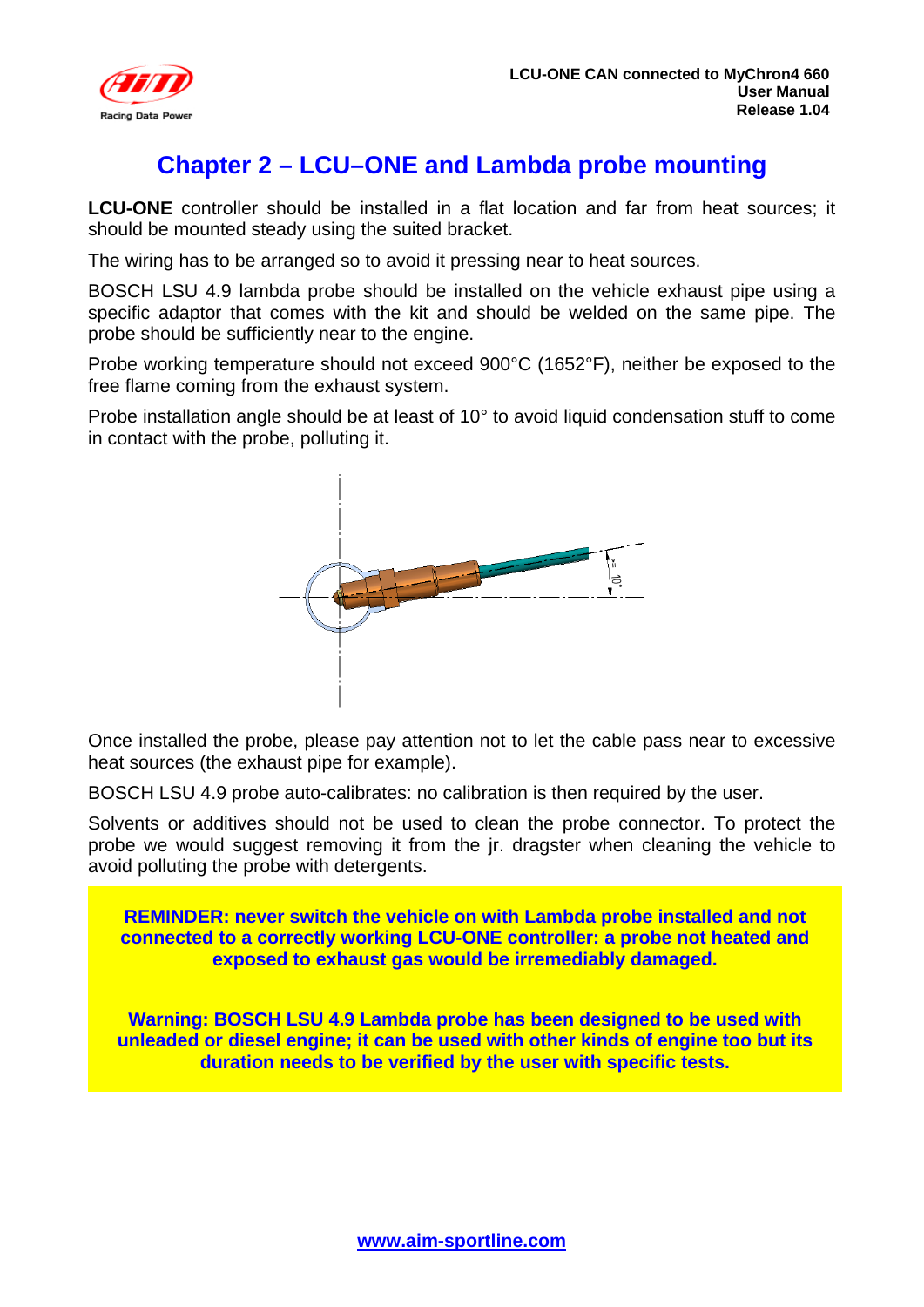# Chapter 2 – LCU–ONE and Lambda probe mounting

**LCU-ONE** controller should be installed in a flat location and far from heat sources; it should be mounted steady using the suited bracket.

The wiring has to be arranged so to avoid it pressing near to heat sources.

BOSCH LSU 4.9 lambda probe should be installed on the vehicle exhaust pipe using a specific adaptor that comes with the kit and should be welded on the same pipe. The probe should be sufficiently near to the engine.

Probe working temperature should not exceed 900°C (1652°F), neither be exposed to the free flame coming from the exhaust system.

Probe installation angle should be at least of 10° to avoid liquid condensation stuff to come in contact with the probe, polluting it.

Once installed the probe, please pay attention not to let the cable pass near to excessive heat sources (the exhaust pipe for example).

BOSCH LSU 4.9 probe auto-calibrates: no calibration is then required by the user.

Solvents or additives should not be used to clean the probe connector. To protect the probe we would suggest removing it from the jr. dragster when cleaning the vehicle to avoid polluting the probe with detergents.

**REMINDER: never switch the vehicle on with Lambda probe installed and not connected to a correctly working LCU-ONE controller: a probe not heated and exposed to exhaust gas would be irremediably damaged.**

**Warning: BOSCH LSU 4.9 Lambda probe has been designed to be used with unleaded or diesel engine; it can be used with other kinds of engine too but its duration needs to be verified by the user with specific tests.**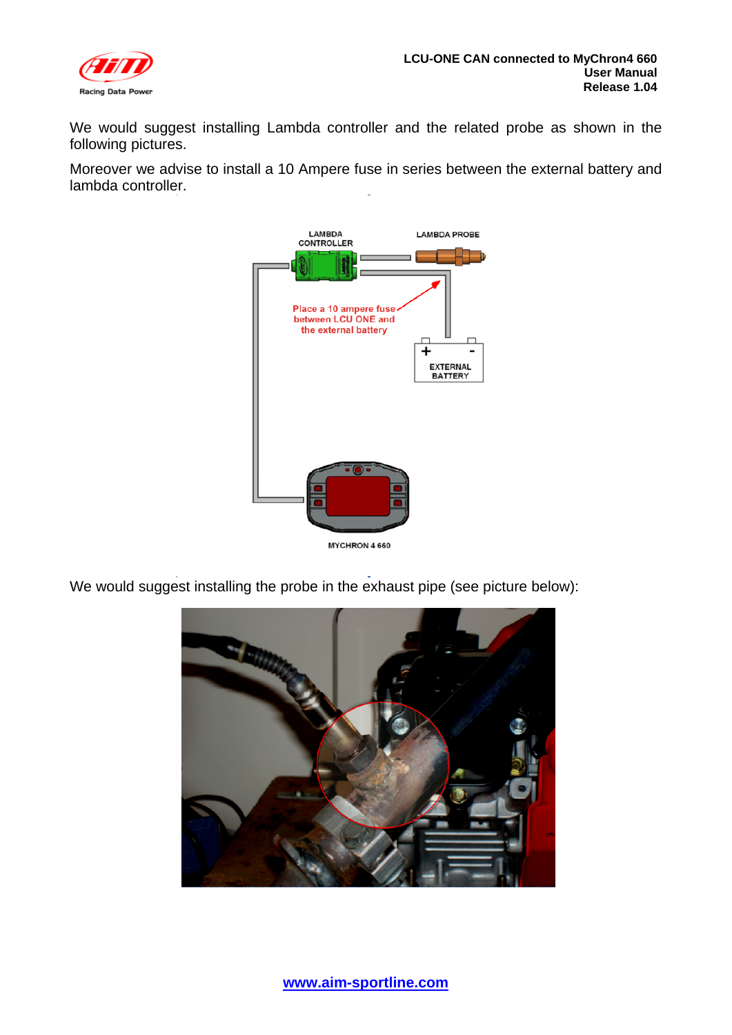We would suggest installing Lambda controller and the related probe as shown in the following pictures.

Moreover we advise to install a 10 Ampere fuse in series between the external battery and lambda controller.

We would suggest installing the probe in the exhaust pipe (see picture below):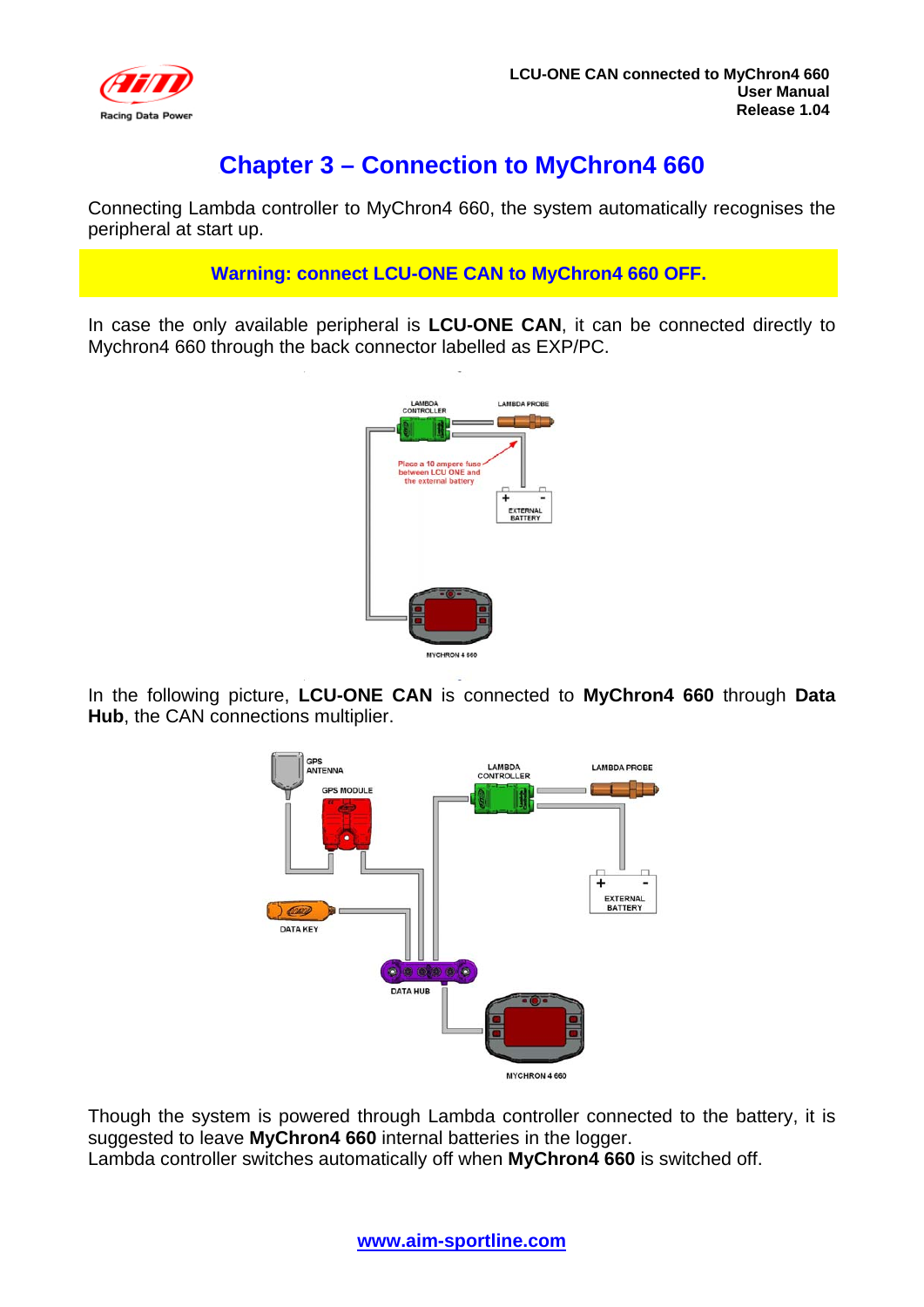# Chapter 3 – Connection to MyChron4 660

Connecting Lambda controller to MyChron4 660, the system automatically recognises the peripheral at start up.

**Warning: connect LCU-ONE CAN to MyChron4 660 OFF.**

In case the only available peripheral is **LCU-ONE CAN**, it can be connected directly to Mychron4 660 through the back connector labelled as EXP/PC.

In the following picture, **LCU-ONE CAN** is connected to **MyChron4 660** through **Data Hub**, the CAN connections multiplier.

Though the system is powered through Lambda controller connected to the battery, it is suggested to leave **MyChron4 660** internal batteries in the logger.
Lambda controller switches automatically off when **MyChron4 660** is switched off.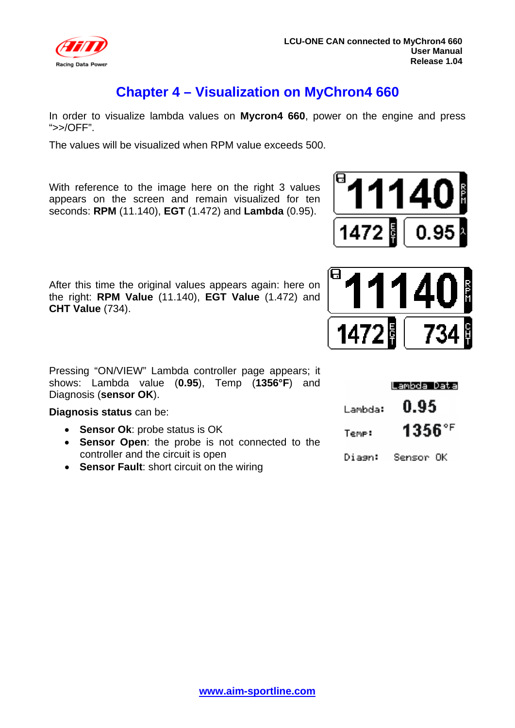# Chapter 4 – Visualization on MyChron4 660

In order to visualize lambda values on **Mycron4 660**, power on the engine and press “>>/OFF”.

The values will be visualized when RPM value exceeds 500.

With reference to the image here on the right 3 values appears on the screen and remain visualized for ten seconds: **RPM** (11.140), **EGT** (1.472) and **Lambda** (0.95).

After this time the original values appears again: here on the right: **RPM Value** (11.140), **EGT Value** (1.472) and **CHT Value** (734).

Pressing “ON/VIEW” Lambda controller page appears; it shows: Lambda value (**0.95**), Temp (**1356°F**) and Diagnosis (**sensor OK**).

**Diagnosis status** can be:

- **Sensor Ok**: probe status is OK
- **Sensor Open**: the probe is not connected to the controller and the circuit is open
- **Sensor Fault**: short circuit on the wiring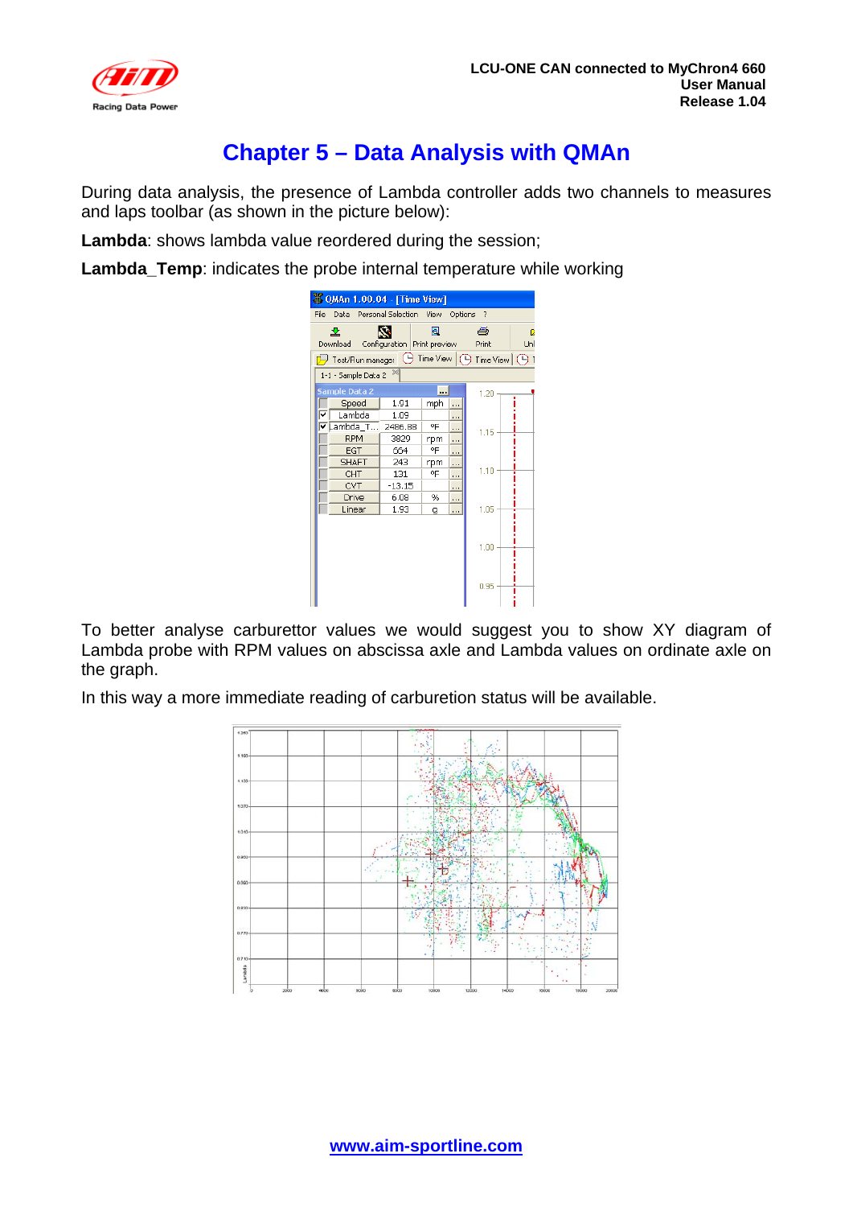# Chapter 5 – Data Analysis with QMAn

During data analysis, the presence of Lambda controller adds two channels to measures and laps toolbar (as shown in the picture below):

**Lambda**: shows lambda value reordered during the session;

**Lambda_Temp**: indicates the probe internal temperature while working

To better analyse carburettor values we would suggest you to show XY diagram of Lambda probe with RPM values on abscissa axle and Lambda values on ordinate axle on the graph.

In this way a more immediate reading of carburetion status will be available.

[www.aim-sportline.com](http://www.aim-sportline.com)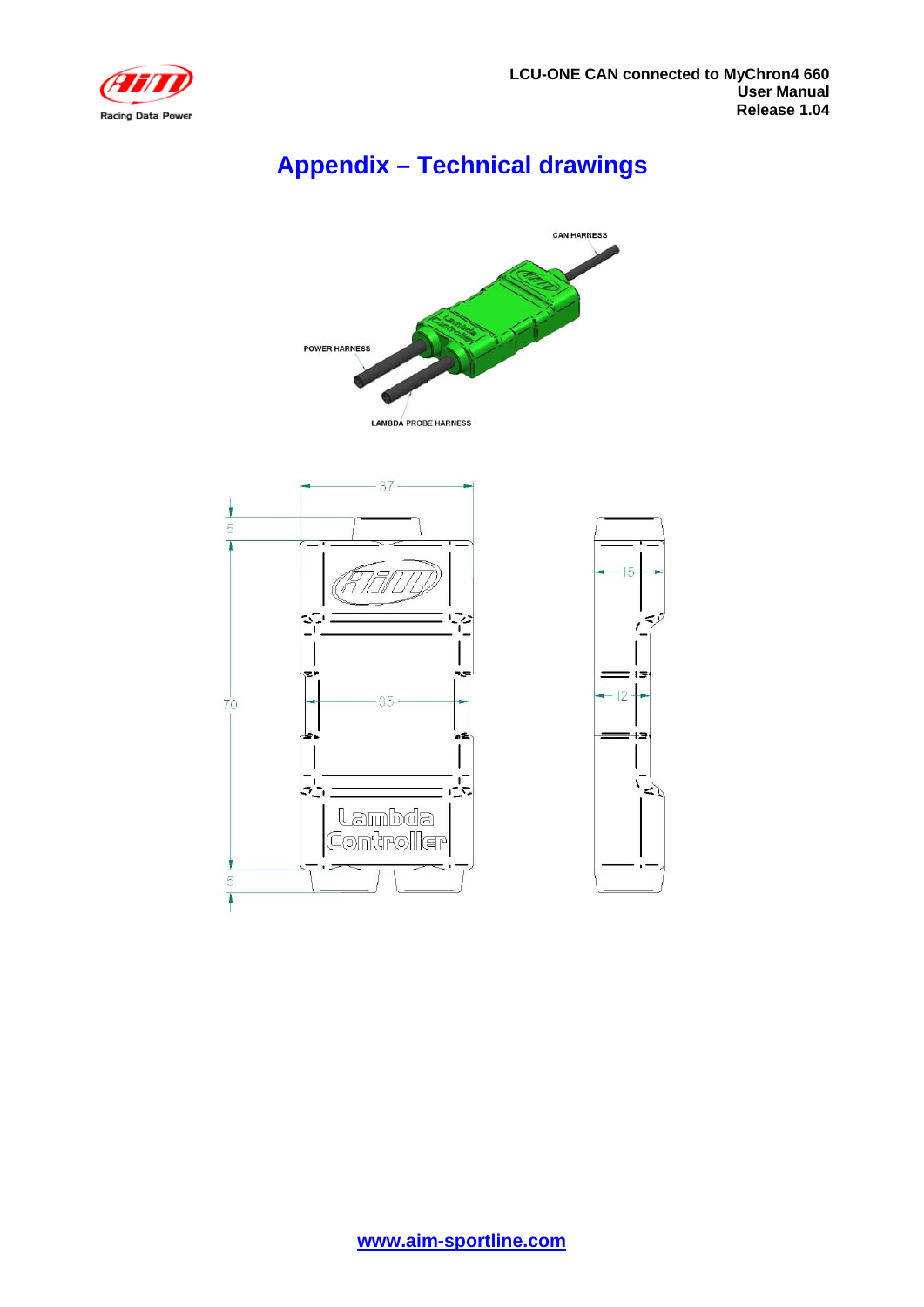# Appendix – Technical drawings

CAN HARNESS

POWER HARNESS

LAMBDA PROBE HARNESS

37

5

70

35

5

15

12

www.aim-sportline.com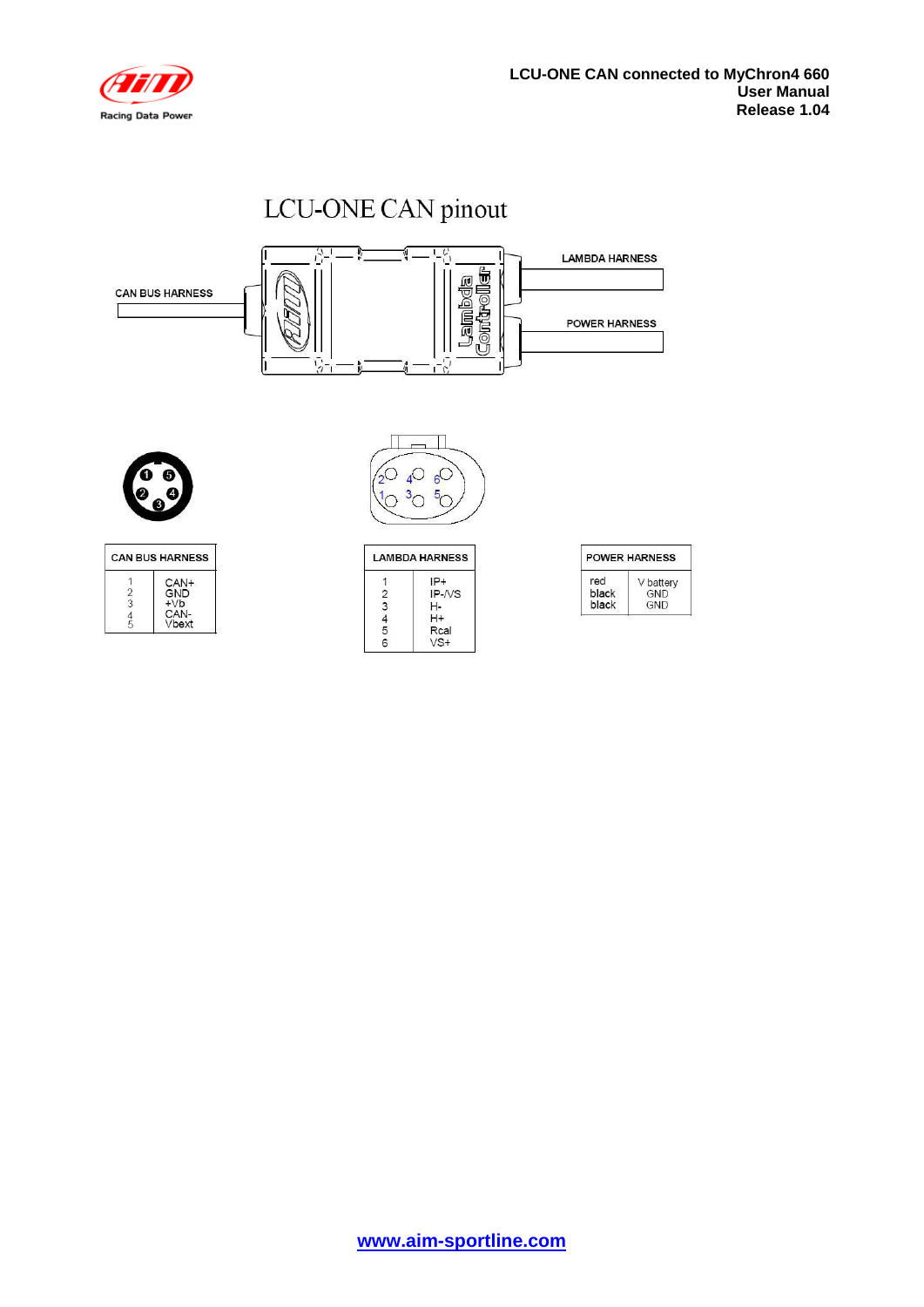# LCU-ONE CAN pinout

CAN BUS HARNESS

LAMBDA HARNESS

POWER HARNESS

| CAN BUS HARNESS | |
|---|---|
| 1 | CAN+ |
| 2 | GND |
| 3 | +Vb |
| 4 | CAN- |
| 5 | Vbext |

| LAMBDA HARNESS | |
|---|---|
| 1 | IP+ |
| 2 | IP-/VS |
| 3 | H- |
| 4 | H+ |
| 5 | Rcal |
| 6 | VS+ |

| POWER HARNESS | |
|---|---|
| red | V battery |
| black | GND |
| black | GND |

www.aim-sportline.com